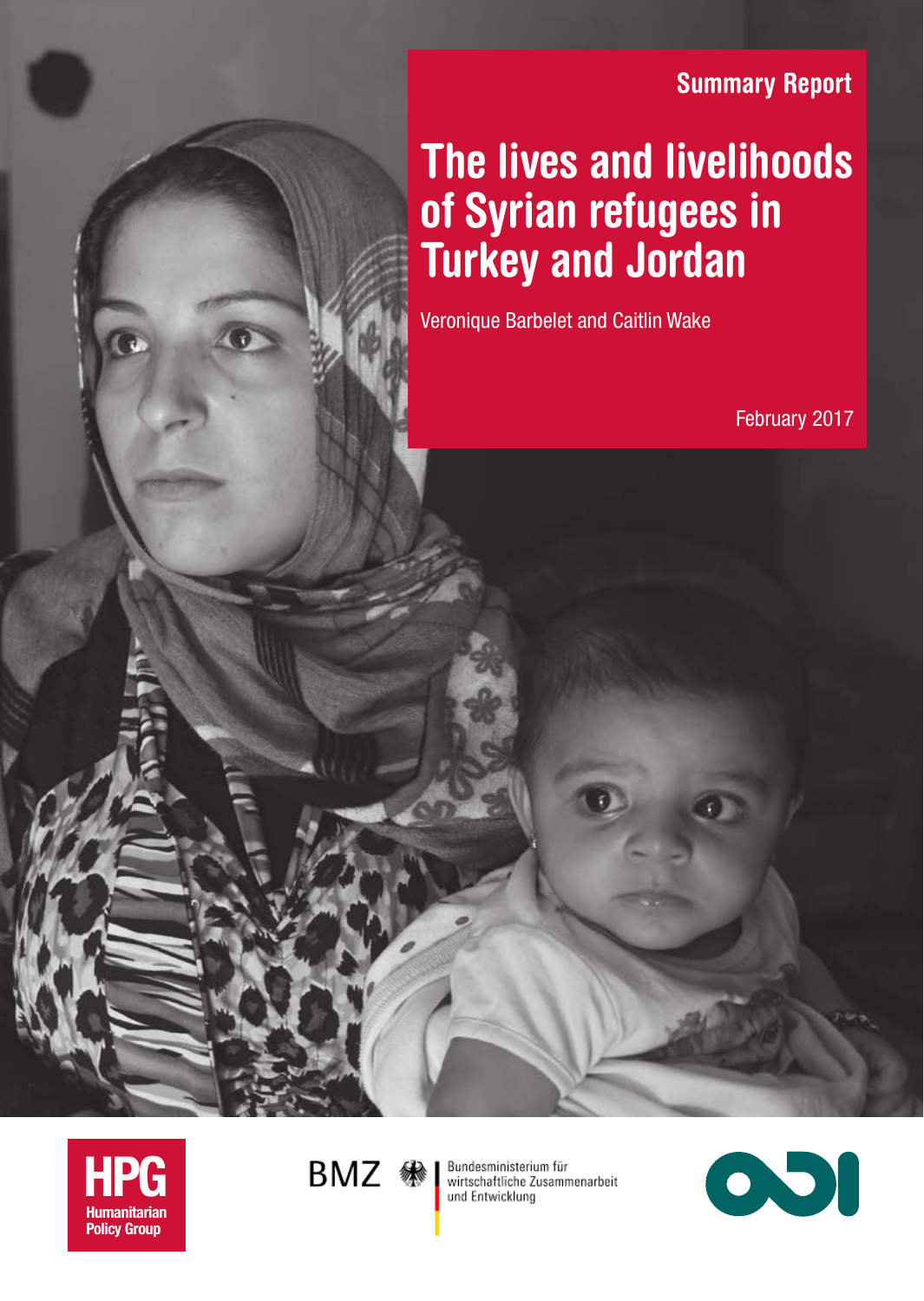Summary Report

# The lives and livelihoods of Syrian refugees in Turkey and Jordan

Veronique Barbelet and Caitlin Wake

February 2017

HPG Humanitarian Policy Group

BMZ Bundesministerium für wirtschaftliche Zusammenarbeit und Entwicklung

ODI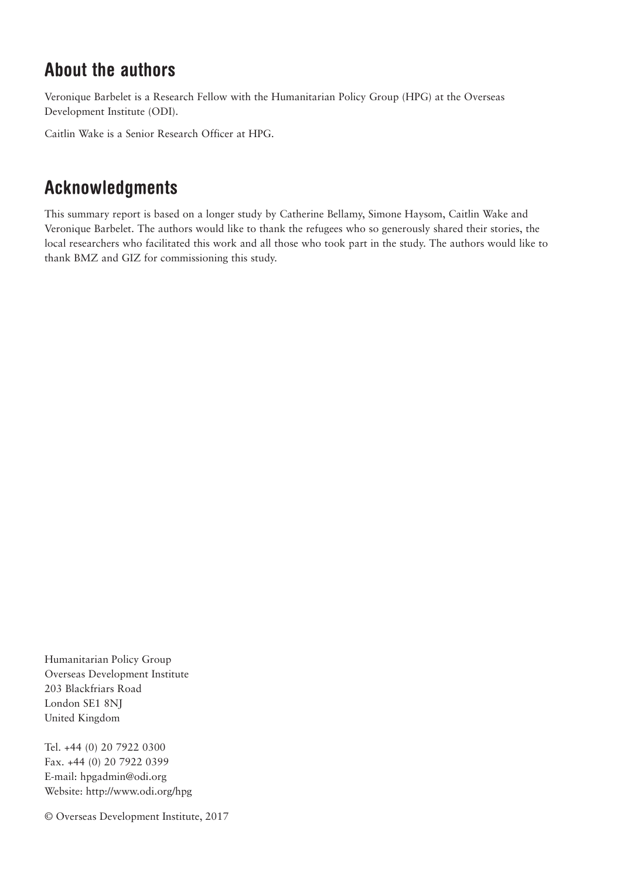## About the authors

Veronique Barbelet is a Research Fellow with the Humanitarian Policy Group (HPG) at the Overseas Development Institute (ODI).

Caitlin Wake is a Senior Research Officer at HPG.

## Acknowledgments

This summary report is based on a longer study by Catherine Bellamy, Simone Haysom, Caitlin Wake and Veronique Barbelet. The authors would like to thank the refugees who so generously shared their stories, the local researchers who facilitated this work and all those who took part in the study. The authors would like to thank BMZ and GIZ for commissioning this study.

Humanitarian Policy Group
Overseas Development Institute
203 Blackfriars Road
London SE1 8NJ
United Kingdom

Tel. +44 (0) 20 7922 0300
Fax. +44 (0) 20 7922 0399
E-mail: hpgadmin@odi.org
Website: http://www.odi.org/hpg

© Overseas Development Institute, 2017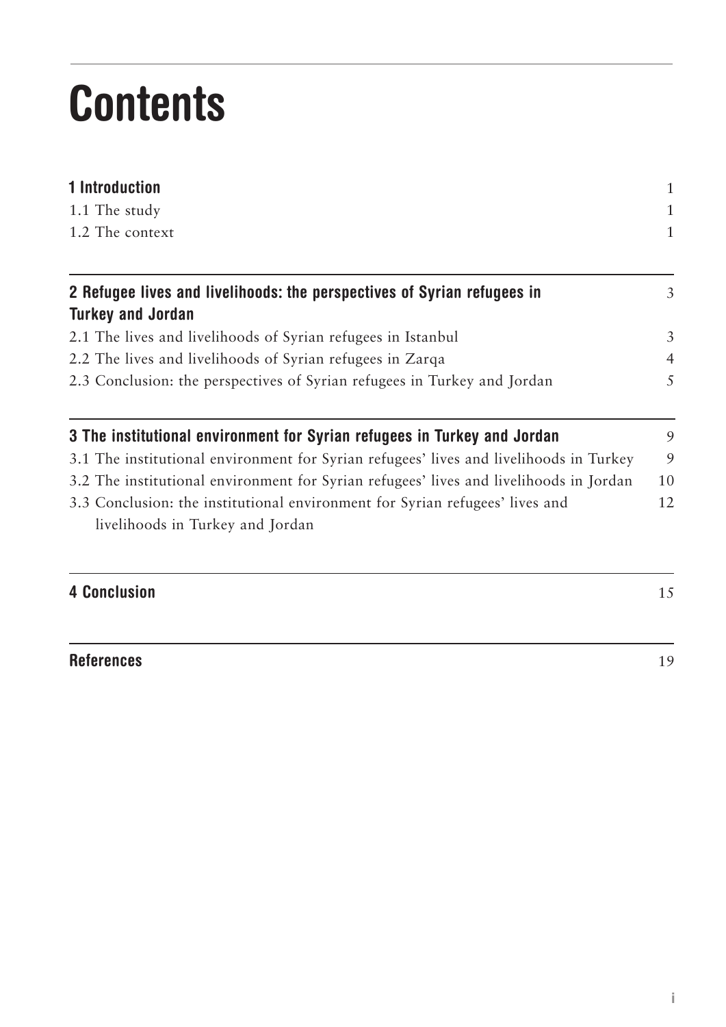# Contents

| | |
|---|---|
| **1 Introduction** | 1 |
| 1.1 The study | 1 |
| 1.2 The context | 1 |
| **2 Refugee lives and livelihoods: the perspectives of Syrian refugees in Turkey and Jordan** | 3 |
| 2.1 The lives and livelihoods of Syrian refugees in Istanbul | 3 |
| 2.2 The lives and livelihoods of Syrian refugees in Zarqa | 4 |
| 2.3 Conclusion: the perspectives of Syrian refugees in Turkey and Jordan | 5 |
| **3 The institutional environment for Syrian refugees in Turkey and Jordan** | 9 |
| 3.1 The institutional environment for Syrian refugees' lives and livelihoods in Turkey | 9 |
| 3.2 The institutional environment for Syrian refugees' lives and livelihoods in Jordan | 10 |
| 3.3 Conclusion: the institutional environment for Syrian refugees' lives and livelihoods in Turkey and Jordan | 12 |
| **4 Conclusion** | 15 |
| **References** | 19 |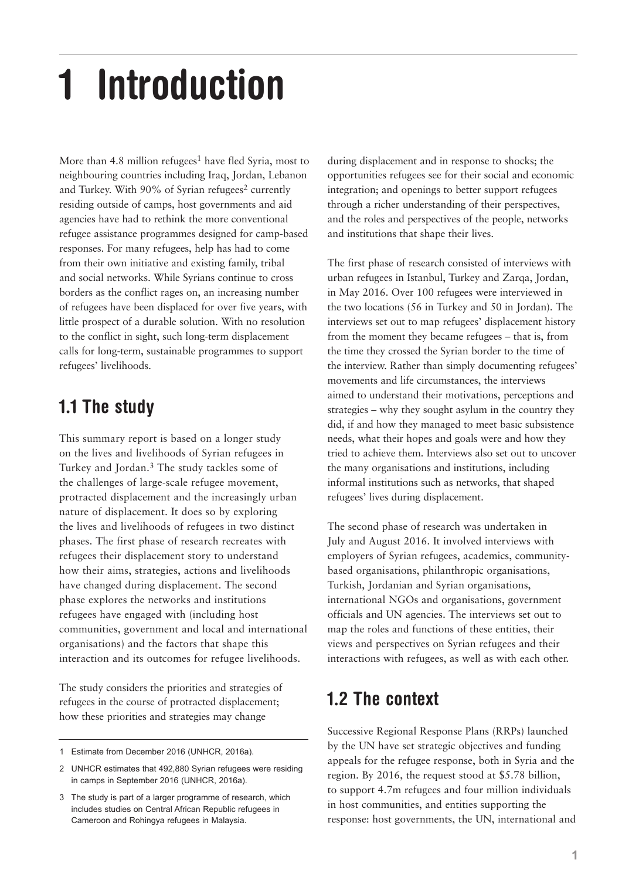# 1 Introduction

More than 4.8 million refugees[1] have fled Syria, most to neighbouring countries including Iraq, Jordan, Lebanon and Turkey. With 90% of Syrian refugees[2] currently residing outside of camps, host governments and aid agencies have had to rethink the more conventional refugee assistance programmes designed for camp-based responses. For many refugees, help has had to come from their own initiative and existing family, tribal and social networks. While Syrians continue to cross borders as the conflict rages on, an increasing number of refugees have been displaced for over five years, with little prospect of a durable solution. With no resolution to the conflict in sight, such long-term displacement calls for long-term, sustainable programmes to support refugees' livelihoods.

## 1.1 The study

This summary report is based on a longer study on the lives and livelihoods of Syrian refugees in Turkey and Jordan.[3] The study tackles some of the challenges of large-scale refugee movement, protracted displacement and the increasingly urban nature of displacement. It does so by exploring the lives and livelihoods of refugees in two distinct phases. The first phase of research recreates with refugees their displacement story to understand how their aims, strategies, actions and livelihoods have changed during displacement. The second phase explores the networks and institutions refugees have engaged with (including host communities, government and local and international organisations) and the factors that shape this interaction and its outcomes for refugee livelihoods.

The study considers the priorities and strategies of refugees in the course of protracted displacement; how these priorities and strategies may change during displacement and in response to shocks; the opportunities refugees see for their social and economic integration; and openings to better support refugees through a richer understanding of their perspectives, and the roles and perspectives of the people, networks and institutions that shape their lives.

The first phase of research consisted of interviews with urban refugees in Istanbul, Turkey and Zarqa, Jordan, in May 2016. Over 100 refugees were interviewed in the two locations (56 in Turkey and 50 in Jordan). The interviews set out to map refugees' displacement history from the moment they became refugees – that is, from the time they crossed the Syrian border to the time of the interview. Rather than simply documenting refugees' movements and life circumstances, the interviews aimed to understand their motivations, perceptions and strategies – why they sought asylum in the country they did, if and how they managed to meet basic subsistence needs, what their hopes and goals were and how they tried to achieve them. Interviews also set out to uncover the many organisations and institutions, including informal institutions such as networks, that shaped refugees' lives during displacement.

The second phase of research was undertaken in July and August 2016. It involved interviews with employers of Syrian refugees, academics, community-based organisations, philanthropic organisations, Turkish, Jordanian and Syrian organisations, international NGOs and organisations, government officials and UN agencies. The interviews set out to map the roles and functions of these entities, their views and perspectives on Syrian refugees and their interactions with refugees, as well as with each other.

## 1.2 The context

Successive Regional Response Plans (RRPs) launched by the UN have set strategic objectives and funding appeals for the refugee response, both in Syria and the region. By 2016, the request stood at $5.78 billion, to support 4.7m refugees and four million individuals in host communities, and entities supporting the response: host governments, the UN, international and

---

1 Estimate from December 2016 (UNHCR, 2016a).

2 UNHCR estimates that 492,880 Syrian refugees were residing in camps in September 2016 (UNHCR, 2016a).

3 The study is part of a larger programme of research, which includes studies on Central African Republic refugees in Cameroon and Rohingya refugees in Malaysia.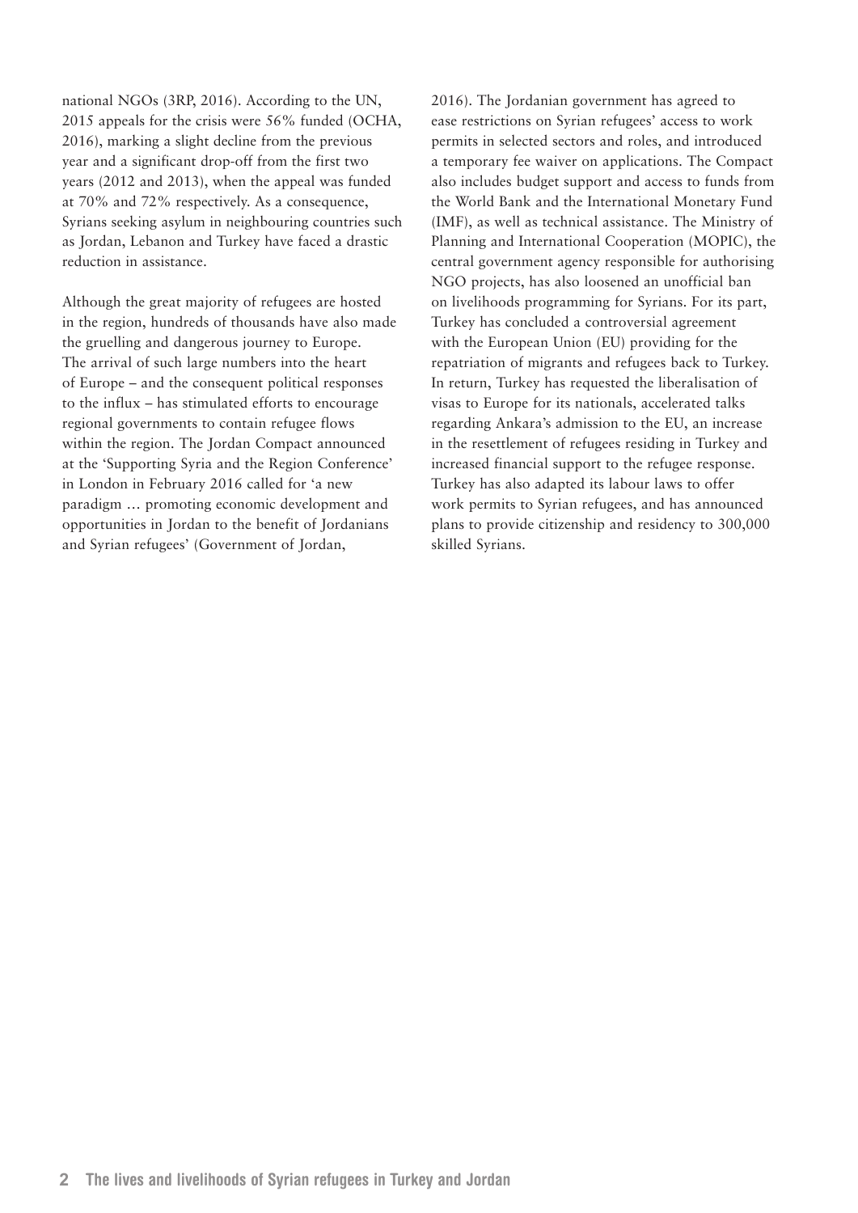national NGOs (3RP, 2016). According to the UN, 2015 appeals for the crisis were 56% funded (OCHA, 2016), marking a slight decline from the previous year and a significant drop-off from the first two years (2012 and 2013), when the appeal was funded at 70% and 72% respectively. As a consequence, Syrians seeking asylum in neighbouring countries such as Jordan, Lebanon and Turkey have faced a drastic reduction in assistance.

Although the great majority of refugees are hosted in the region, hundreds of thousands have also made the gruelling and dangerous journey to Europe. The arrival of such large numbers into the heart of Europe – and the consequent political responses to the influx – has stimulated efforts to encourage regional governments to contain refugee flows within the region. The Jordan Compact announced at the 'Supporting Syria and the Region Conference' in London in February 2016 called for 'a new paradigm … promoting economic development and opportunities in Jordan to the benefit of Jordanians and Syrian refugees' (Government of Jordan, 2016). The Jordanian government has agreed to ease restrictions on Syrian refugees' access to work permits in selected sectors and roles, and introduced a temporary fee waiver on applications. The Compact also includes budget support and access to funds from the World Bank and the International Monetary Fund (IMF), as well as technical assistance. The Ministry of Planning and International Cooperation (MOPIC), the central government agency responsible for authorising NGO projects, has also loosened an unofficial ban on livelihoods programming for Syrians. For its part, Turkey has concluded a controversial agreement with the European Union (EU) providing for the repatriation of migrants and refugees back to Turkey. In return, Turkey has requested the liberalisation of visas to Europe for its nationals, accelerated talks regarding Ankara's admission to the EU, an increase in the resettlement of refugees residing in Turkey and increased financial support to the refugee response. Turkey has also adapted its labour laws to offer work permits to Syrian refugees, and has announced plans to provide citizenship and residency to 300,000 skilled Syrians.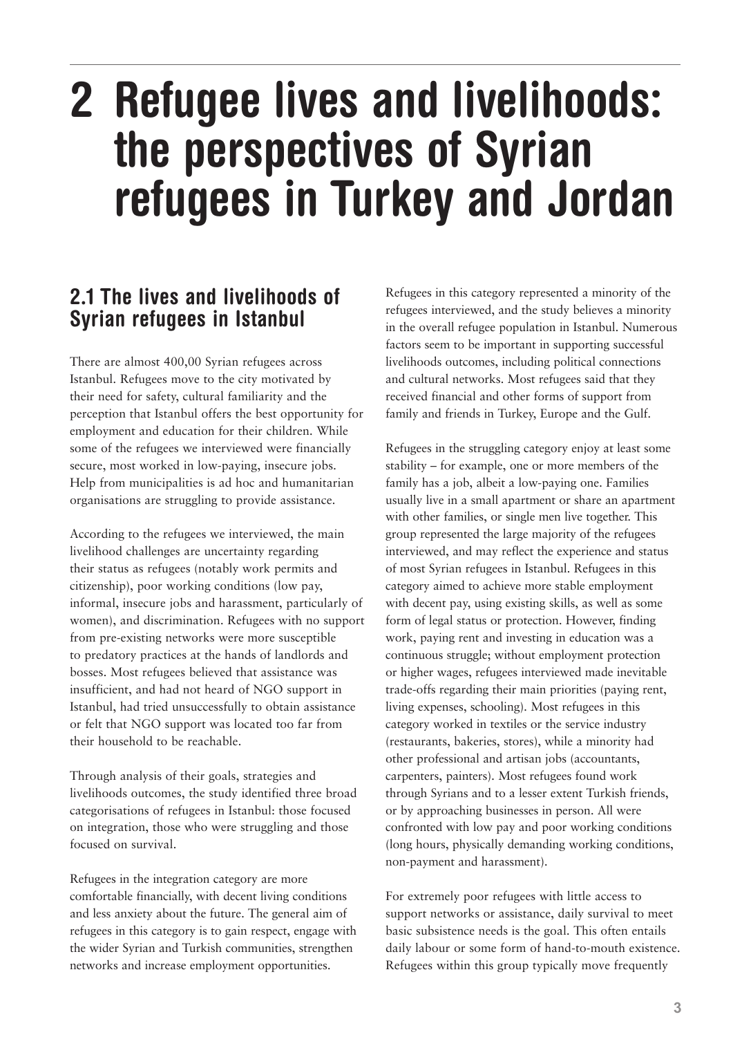# 2 Refugee lives and livelihoods: the perspectives of Syrian refugees in Turkey and Jordan

## 2.1 The lives and livelihoods of Syrian refugees in Istanbul

There are almost 400,00 Syrian refugees across Istanbul. Refugees move to the city motivated by their need for safety, cultural familiarity and the perception that Istanbul offers the best opportunity for employment and education for their children. While some of the refugees we interviewed were financially secure, most worked in low-paying, insecure jobs. Help from municipalities is ad hoc and humanitarian organisations are struggling to provide assistance.

According to the refugees we interviewed, the main livelihood challenges are uncertainty regarding their status as refugees (notably work permits and citizenship), poor working conditions (low pay, informal, insecure jobs and harassment, particularly of women), and discrimination. Refugees with no support from pre-existing networks were more susceptible to predatory practices at the hands of landlords and bosses. Most refugees believed that assistance was insufficient, and had not heard of NGO support in Istanbul, had tried unsuccessfully to obtain assistance or felt that NGO support was located too far from their household to be reachable.

Through analysis of their goals, strategies and livelihoods outcomes, the study identified three broad categorisations of refugees in Istanbul: those focused on integration, those who were struggling and those focused on survival.

Refugees in the integration category are more comfortable financially, with decent living conditions and less anxiety about the future. The general aim of refugees in this category is to gain respect, engage with the wider Syrian and Turkish communities, strengthen networks and increase employment opportunities. Refugees in this category represented a minority of the refugees interviewed, and the study believes a minority in the overall refugee population in Istanbul. Numerous factors seem to be important in supporting successful livelihoods outcomes, including political connections and cultural networks. Most refugees said that they received financial and other forms of support from family and friends in Turkey, Europe and the Gulf.

Refugees in the struggling category enjoy at least some stability – for example, one or more members of the family has a job, albeit a low-paying one. Families usually live in a small apartment or share an apartment with other families, or single men live together. This group represented the large majority of the refugees interviewed, and may reflect the experience and status of most Syrian refugees in Istanbul. Refugees in this category aimed to achieve more stable employment with decent pay, using existing skills, as well as some form of legal status or protection. However, finding work, paying rent and investing in education was a continuous struggle; without employment protection or higher wages, refugees interviewed made inevitable trade-offs regarding their main priorities (paying rent, living expenses, schooling). Most refugees in this category worked in textiles or the service industry (restaurants, bakeries, stores), while a minority had other professional and artisan jobs (accountants, carpenters, painters). Most refugees found work through Syrians and to a lesser extent Turkish friends, or by approaching businesses in person. All were confronted with low pay and poor working conditions (long hours, physically demanding working conditions, non-payment and harassment).

For extremely poor refugees with little access to support networks or assistance, daily survival to meet basic subsistence needs is the goal. This often entails daily labour or some form of hand-to-mouth existence. Refugees within this group typically move frequently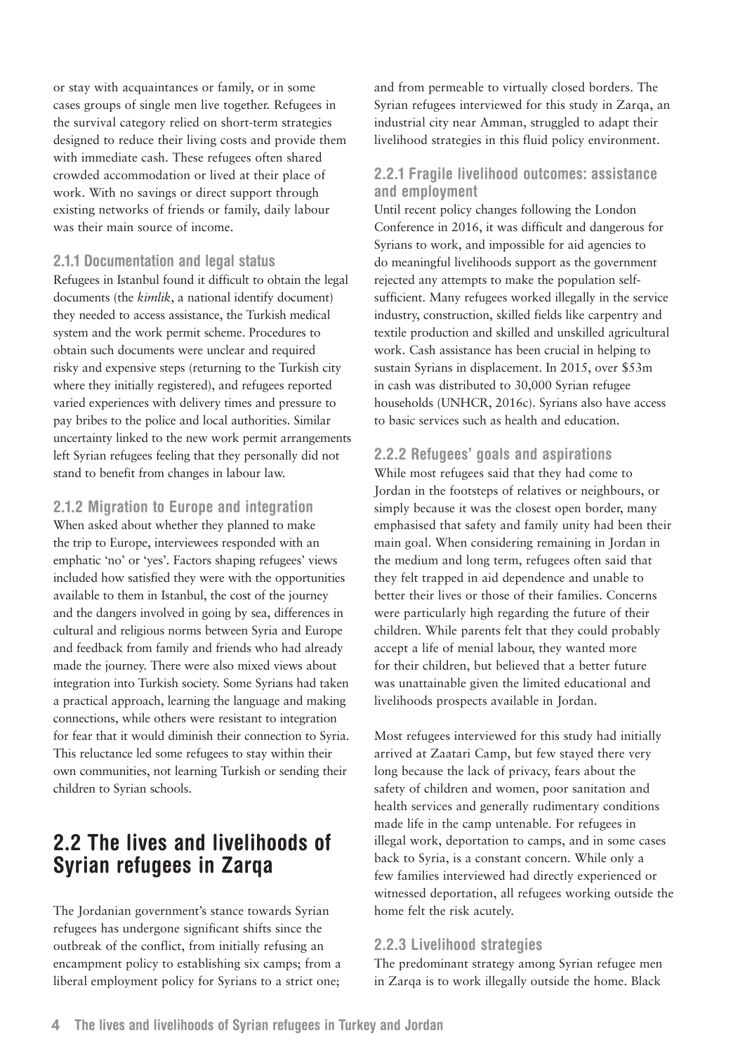or stay with acquaintances or family, or in some cases groups of single men live together. Refugees in the survival category relied on short-term strategies designed to reduce their living costs and provide them with immediate cash. These refugees often shared crowded accommodation or lived at their place of work. With no savings or direct support through existing networks of friends or family, daily labour was their main source of income.

### 2.1.1 Documentation and legal status

Refugees in Istanbul found it difficult to obtain the legal documents (the *kimlik*, a national identify document) they needed to access assistance, the Turkish medical system and the work permit scheme. Procedures to obtain such documents were unclear and required risky and expensive steps (returning to the Turkish city where they initially registered), and refugees reported varied experiences with delivery times and pressure to pay bribes to the police and local authorities. Similar uncertainty linked to the new work permit arrangements left Syrian refugees feeling that they personally did not stand to benefit from changes in labour law.

### 2.1.2 Migration to Europe and integration

When asked about whether they planned to make the trip to Europe, interviewees responded with an emphatic 'no' or 'yes'. Factors shaping refugees' views included how satisfied they were with the opportunities available to them in Istanbul, the cost of the journey and the dangers involved in going by sea, differences in cultural and religious norms between Syria and Europe and feedback from family and friends who had already made the journey. There were also mixed views about integration into Turkish society. Some Syrians had taken a practical approach, learning the language and making connections, while others were resistant to integration for fear that it would diminish their connection to Syria. This reluctance led some refugees to stay within their own communities, not learning Turkish or sending their children to Syrian schools.

## 2.2 The lives and livelihoods of Syrian refugees in Zarqa

The Jordanian government's stance towards Syrian refugees has undergone significant shifts since the outbreak of the conflict, from initially refusing an encampment policy to establishing six camps; from a liberal employment policy for Syrians to a strict one; and from permeable to virtually closed borders. The Syrian refugees interviewed for this study in Zarqa, an industrial city near Amman, struggled to adapt their livelihood strategies in this fluid policy environment.

### 2.2.1 Fragile livelihood outcomes: assistance and employment

Until recent policy changes following the London Conference in 2016, it was difficult and dangerous for Syrians to work, and impossible for aid agencies to do meaningful livelihoods support as the government rejected any attempts to make the population self-sufficient. Many refugees worked illegally in the service industry, construction, skilled fields like carpentry and textile production and skilled and unskilled agricultural work. Cash assistance has been crucial in helping to sustain Syrians in displacement. In 2015, over \$53m in cash was distributed to 30,000 Syrian refugee households (UNHCR, 2016c). Syrians also have access to basic services such as health and education.

### 2.2.2 Refugees' goals and aspirations

While most refugees said that they had come to Jordan in the footsteps of relatives or neighbours, or simply because it was the closest open border, many emphasised that safety and family unity had been their main goal. When considering remaining in Jordan in the medium and long term, refugees often said that they felt trapped in aid dependence and unable to better their lives or those of their families. Concerns were particularly high regarding the future of their children. While parents felt that they could probably accept a life of menial labour, they wanted more for their children, but believed that a better future was unattainable given the limited educational and livelihoods prospects available in Jordan.

Most refugees interviewed for this study had initially arrived at Zaatari Camp, but few stayed there very long because the lack of privacy, fears about the safety of children and women, poor sanitation and health services and generally rudimentary conditions made life in the camp untenable. For refugees in illegal work, deportation to camps, and in some cases back to Syria, is a constant concern. While only a few families interviewed had directly experienced or witnessed deportation, all refugees working outside the home felt the risk acutely.

### 2.2.3 Livelihood strategies

The predominant strategy among Syrian refugee men in Zarqa is to work illegally outside the home. Black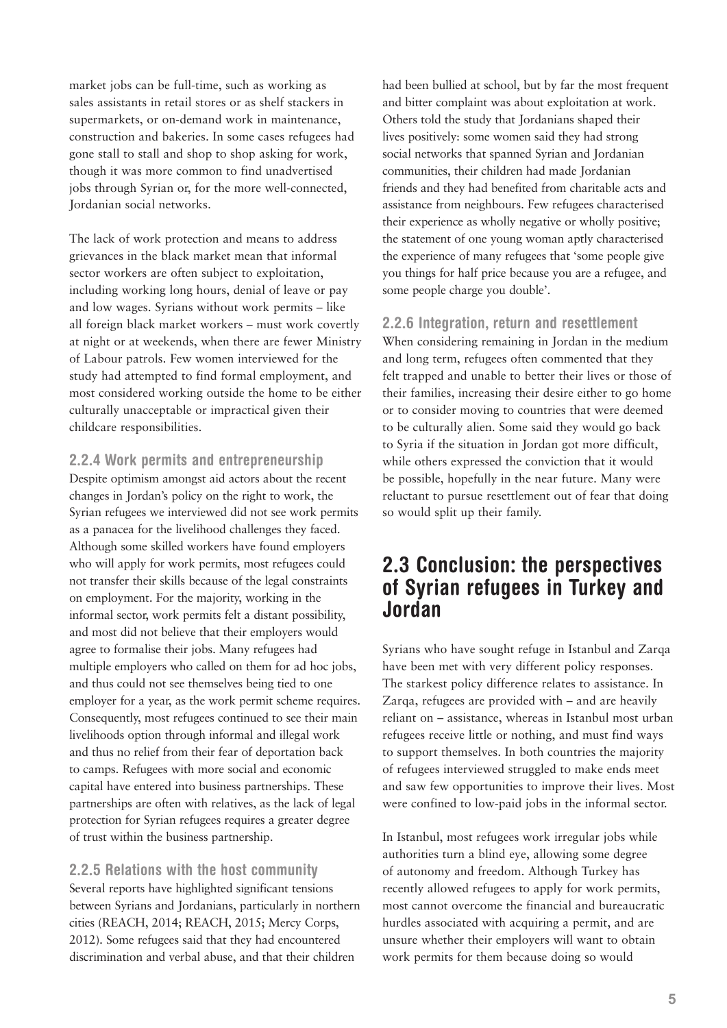market jobs can be full-time, such as working as sales assistants in retail stores or as shelf stackers in supermarkets, or on-demand work in maintenance, construction and bakeries. In some cases refugees had gone stall to stall and shop to shop asking for work, though it was more common to find unadvertised jobs through Syrian or, for the more well-connected, Jordanian social networks.

The lack of work protection and means to address grievances in the black market mean that informal sector workers are often subject to exploitation, including working long hours, denial of leave or pay and low wages. Syrians without work permits – like all foreign black market workers – must work covertly at night or at weekends, when there are fewer Ministry of Labour patrols. Few women interviewed for the study had attempted to find formal employment, and most considered working outside the home to be either culturally unacceptable or impractical given their childcare responsibilities.

### 2.2.4 Work permits and entrepreneurship

Despite optimism amongst aid actors about the recent changes in Jordan's policy on the right to work, the Syrian refugees we interviewed did not see work permits as a panacea for the livelihood challenges they faced. Although some skilled workers have found employers who will apply for work permits, most refugees could not transfer their skills because of the legal constraints on employment. For the majority, working in the informal sector, work permits felt a distant possibility, and most did not believe that their employers would agree to formalise their jobs. Many refugees had multiple employers who called on them for ad hoc jobs, and thus could not see themselves being tied to one employer for a year, as the work permit scheme requires. Consequently, most refugees continued to see their main livelihoods option through informal and illegal work and thus no relief from their fear of deportation back to camps. Refugees with more social and economic capital have entered into business partnerships. These partnerships are often with relatives, as the lack of legal protection for Syrian refugees requires a greater degree of trust within the business partnership.

### 2.2.5 Relations with the host community

Several reports have highlighted significant tensions between Syrians and Jordanians, particularly in northern cities (REACH, 2014; REACH, 2015; Mercy Corps, 2012). Some refugees said that they had encountered discrimination and verbal abuse, and that their children had been bullied at school, but by far the most frequent and bitter complaint was about exploitation at work. Others told the study that Jordanians shaped their lives positively: some women said they had strong social networks that spanned Syrian and Jordanian communities, their children had made Jordanian friends and they had benefited from charitable acts and assistance from neighbours. Few refugees characterised their experience as wholly negative or wholly positive; the statement of one young woman aptly characterised the experience of many refugees that 'some people give you things for half price because you are a refugee, and some people charge you double'.

### 2.2.6 Integration, return and resettlement

When considering remaining in Jordan in the medium and long term, refugees often commented that they felt trapped and unable to better their lives or those of their families, increasing their desire either to go home or to consider moving to countries that were deemed to be culturally alien. Some said they would go back to Syria if the situation in Jordan got more difficult, while others expressed the conviction that it would be possible, hopefully in the near future. Many were reluctant to pursue resettlement out of fear that doing so would split up their family.

## 2.3 Conclusion: the perspectives of Syrian refugees in Turkey and Jordan

Syrians who have sought refuge in Istanbul and Zarqa have been met with very different policy responses. The starkest policy difference relates to assistance. In Zarqa, refugees are provided with – and are heavily reliant on – assistance, whereas in Istanbul most urban refugees receive little or nothing, and must find ways to support themselves. In both countries the majority of refugees interviewed struggled to make ends meet and saw few opportunities to improve their lives. Most were confined to low-paid jobs in the informal sector.

In Istanbul, most refugees work irregular jobs while authorities turn a blind eye, allowing some degree of autonomy and freedom. Although Turkey has recently allowed refugees to apply for work permits, most cannot overcome the financial and bureaucratic hurdles associated with acquiring a permit, and are unsure whether their employers will want to obtain work permits for them because doing so would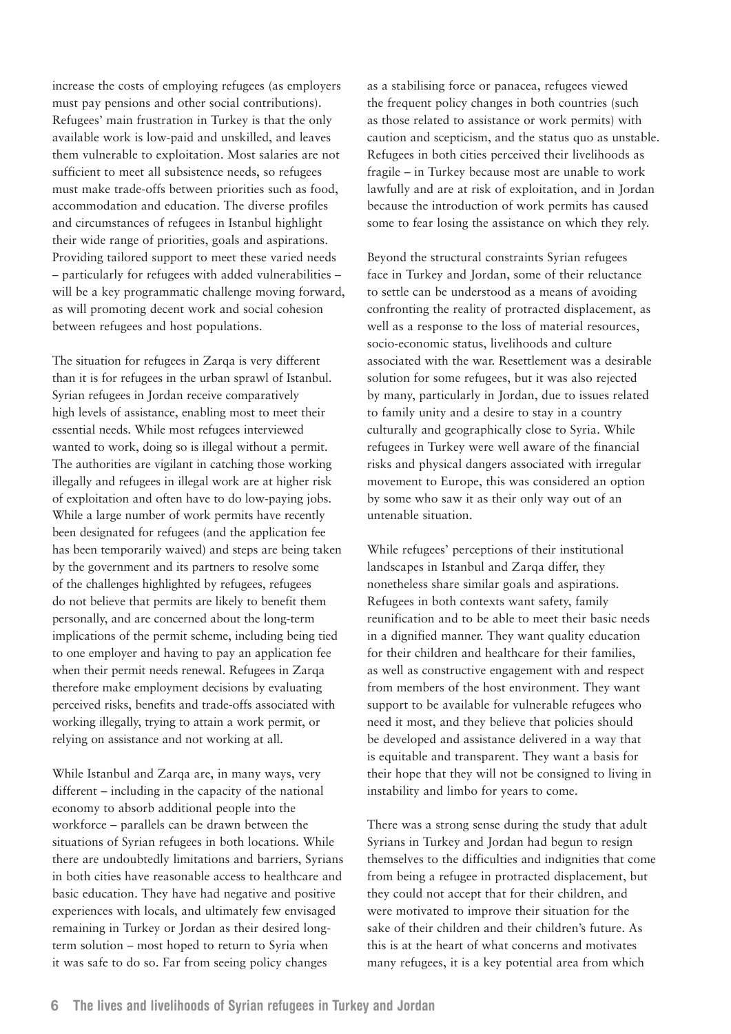increase the costs of employing refugees (as employers must pay pensions and other social contributions). Refugees' main frustration in Turkey is that the only available work is low-paid and unskilled, and leaves them vulnerable to exploitation. Most salaries are not sufficient to meet all subsistence needs, so refugees must make trade-offs between priorities such as food, accommodation and education. The diverse profiles and circumstances of refugees in Istanbul highlight their wide range of priorities, goals and aspirations. Providing tailored support to meet these varied needs – particularly for refugees with added vulnerabilities – will be a key programmatic challenge moving forward, as will promoting decent work and social cohesion between refugees and host populations.

The situation for refugees in Zarqa is very different than it is for refugees in the urban sprawl of Istanbul. Syrian refugees in Jordan receive comparatively high levels of assistance, enabling most to meet their essential needs. While most refugees interviewed wanted to work, doing so is illegal without a permit. The authorities are vigilant in catching those working illegally and refugees in illegal work are at higher risk of exploitation and often have to do low-paying jobs. While a large number of work permits have recently been designated for refugees (and the application fee has been temporarily waived) and steps are being taken by the government and its partners to resolve some of the challenges highlighted by refugees, refugees do not believe that permits are likely to benefit them personally, and are concerned about the long-term implications of the permit scheme, including being tied to one employer and having to pay an application fee when their permit needs renewal. Refugees in Zarqa therefore make employment decisions by evaluating perceived risks, benefits and trade-offs associated with working illegally, trying to attain a work permit, or relying on assistance and not working at all.

While Istanbul and Zarqa are, in many ways, very different – including in the capacity of the national economy to absorb additional people into the workforce – parallels can be drawn between the situations of Syrian refugees in both locations. While there are undoubtedly limitations and barriers, Syrians in both cities have reasonable access to healthcare and basic education. They have had negative and positive experiences with locals, and ultimately few envisaged remaining in Turkey or Jordan as their desired long-term solution – most hoped to return to Syria when it was safe to do so. Far from seeing policy changes as a stabilising force or panacea, refugees viewed the frequent policy changes in both countries (such as those related to assistance or work permits) with caution and scepticism, and the status quo as unstable. Refugees in both cities perceived their livelihoods as fragile – in Turkey because most are unable to work lawfully and are at risk of exploitation, and in Jordan because the introduction of work permits has caused some to fear losing the assistance on which they rely.

Beyond the structural constraints Syrian refugees face in Turkey and Jordan, some of their reluctance to settle can be understood as a means of avoiding confronting the reality of protracted displacement, as well as a response to the loss of material resources, socio-economic status, livelihoods and culture associated with the war. Resettlement was a desirable solution for some refugees, but it was also rejected by many, particularly in Jordan, due to issues related to family unity and a desire to stay in a country culturally and geographically close to Syria. While refugees in Turkey were well aware of the financial risks and physical dangers associated with irregular movement to Europe, this was considered an option by some who saw it as their only way out of an untenable situation.

While refugees' perceptions of their institutional landscapes in Istanbul and Zarqa differ, they nonetheless share similar goals and aspirations. Refugees in both contexts want safety, family reunification and to be able to meet their basic needs in a dignified manner. They want quality education for their children and healthcare for their families, as well as constructive engagement with and respect from members of the host environment. They want support to be available for vulnerable refugees who need it most, and they believe that policies should be developed and assistance delivered in a way that is equitable and transparent. They want a basis for their hope that they will not be consigned to living in instability and limbo for years to come.

There was a strong sense during the study that adult Syrians in Turkey and Jordan had begun to resign themselves to the difficulties and indignities that come from being a refugee in protracted displacement, but they could not accept that for their children, and were motivated to improve their situation for the sake of their children and their children's future. As this is at the heart of what concerns and motivates many refugees, it is a key potential area from which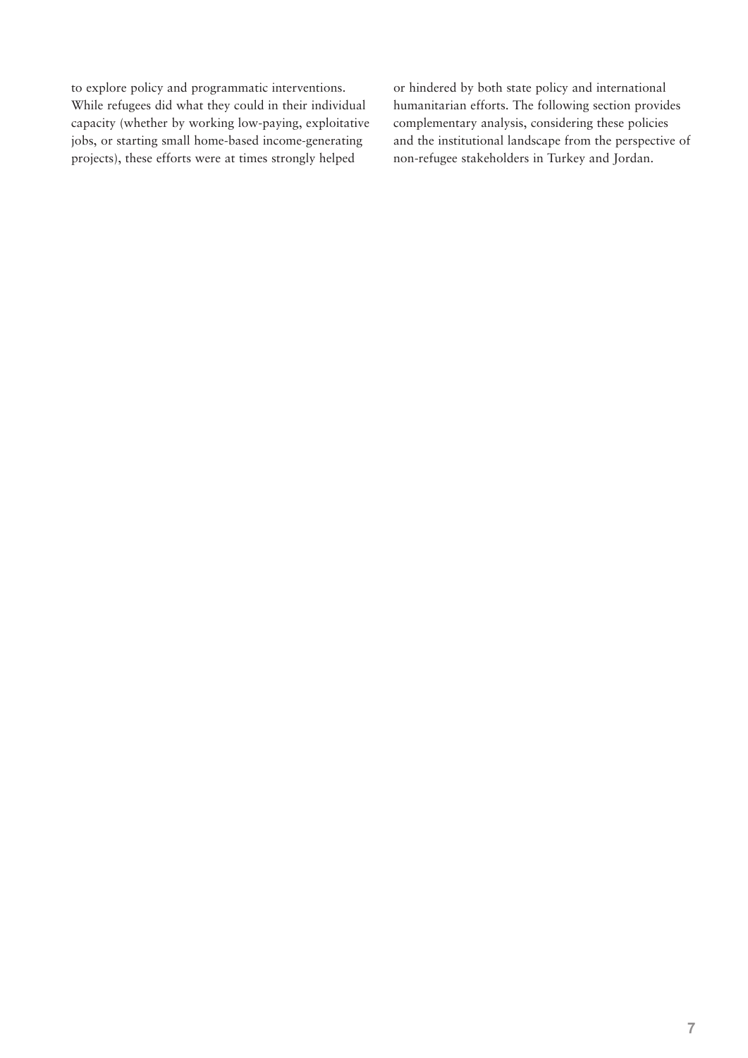to explore policy and programmatic interventions. While refugees did what they could in their individual capacity (whether by working low-paying, exploitative jobs, or starting small home-based income-generating projects), these efforts were at times strongly helped or hindered by both state policy and international humanitarian efforts. The following section provides complementary analysis, considering these policies and the institutional landscape from the perspective of non-refugee stakeholders in Turkey and Jordan.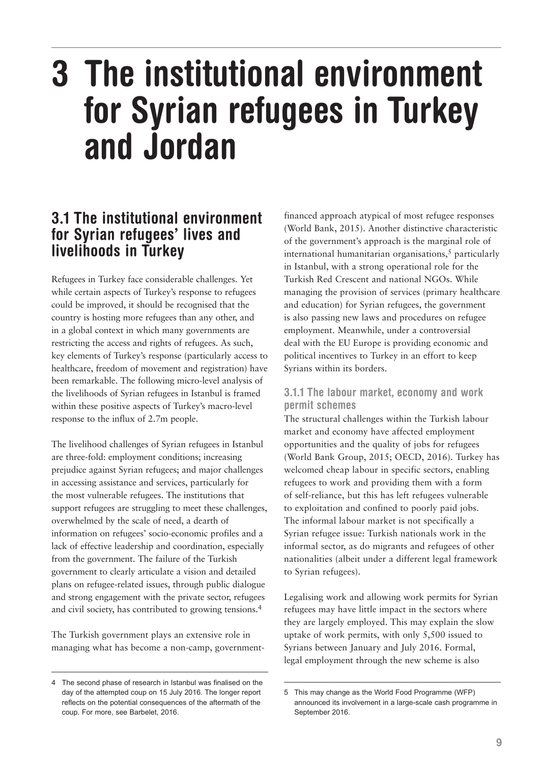# 3 The institutional environment for Syrian refugees in Turkey and Jordan

## 3.1 The institutional environment for Syrian refugees' lives and livelihoods in Turkey

Refugees in Turkey face considerable challenges. Yet while certain aspects of Turkey's response to refugees could be improved, it should be recognised that the country is hosting more refugees than any other, and in a global context in which many governments are restricting the access and rights of refugees. As such, key elements of Turkey's response (particularly access to healthcare, freedom of movement and registration) have been remarkable. The following micro-level analysis of the livelihoods of Syrian refugees in Istanbul is framed within these positive aspects of Turkey's macro-level response to the influx of 2.7m people.

The livelihood challenges of Syrian refugees in Istanbul are three-fold: employment conditions; increasing prejudice against Syrian refugees; and major challenges in accessing assistance and services, particularly for the most vulnerable refugees. The institutions that support refugees are struggling to meet these challenges, overwhelmed by the scale of need, a dearth of information on refugees' socio-economic profiles and a lack of effective leadership and coordination, especially from the government. The failure of the Turkish government to clearly articulate a vision and detailed plans on refugee-related issues, through public dialogue and strong engagement with the private sector, refugees and civil society, has contributed to growing tensions.[4]

The Turkish government plays an extensive role in managing what has become a non-camp, government-financed approach atypical of most refugee responses (World Bank, 2015). Another distinctive characteristic of the government's approach is the marginal role of international humanitarian organisations,[5] particularly in Istanbul, with a strong operational role for the Turkish Red Crescent and national NGOs. While managing the provision of services (primary healthcare and education) for Syrian refugees, the government is also passing new laws and procedures on refugee employment. Meanwhile, under a controversial deal with the EU Europe is providing economic and political incentives to Turkey in an effort to keep Syrians within its borders.

### 3.1.1 The labour market, economy and work permit schemes

The structural challenges within the Turkish labour market and economy have affected employment opportunities and the quality of jobs for refugees (World Bank Group, 2015; OECD, 2016). Turkey has welcomed cheap labour in specific sectors, enabling refugees to work and providing them with a form of self-reliance, but this has left refugees vulnerable to exploitation and confined to poorly paid jobs. The informal labour market is not specifically a Syrian refugee issue: Turkish nationals work in the informal sector, as do migrants and refugees of other nationalities (albeit under a different legal framework to Syrian refugees).

Legalising work and allowing work permits for Syrian refugees may have little impact in the sectors where they are largely employed. This may explain the slow uptake of work permits, with only 5,500 issued to Syrians between January and July 2016. Formal, legal employment through the new scheme is also

---

4 The second phase of research in Istanbul was finalised on the day of the attempted coup on 15 July 2016. The longer report reflects on the potential consequences of the aftermath of the coup. For more, see Barbelet, 2016.

5 This may change as the World Food Programme (WFP) announced its involvement in a large-scale cash programme in September 2016.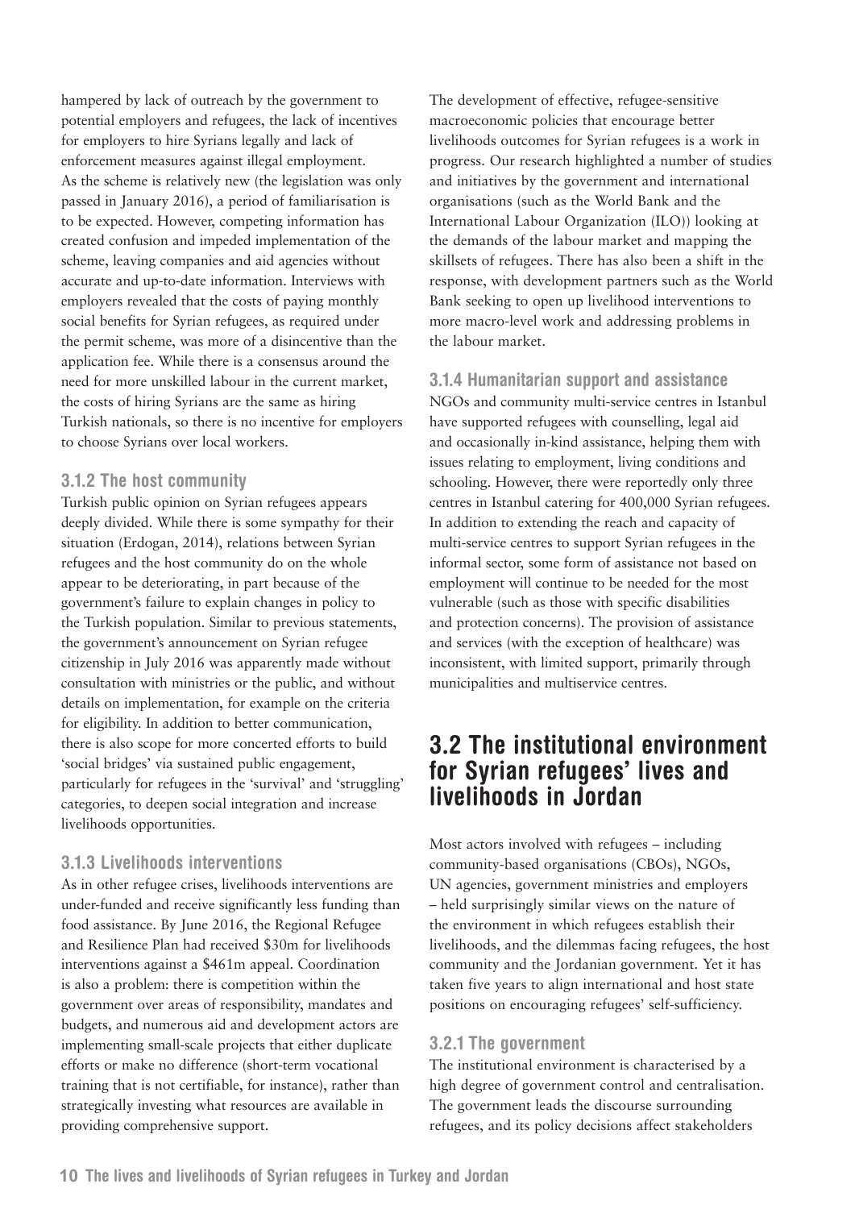hampered by lack of outreach by the government to potential employers and refugees, the lack of incentives for employers to hire Syrians legally and lack of enforcement measures against illegal employment. As the scheme is relatively new (the legislation was only passed in January 2016), a period of familiarisation is to be expected. However, competing information has created confusion and impeded implementation of the scheme, leaving companies and aid agencies without accurate and up-to-date information. Interviews with employers revealed that the costs of paying monthly social benefits for Syrian refugees, as required under the permit scheme, was more of a disincentive than the application fee. While there is a consensus around the need for more unskilled labour in the current market, the costs of hiring Syrians are the same as hiring Turkish nationals, so there is no incentive for employers to choose Syrians over local workers.

### 3.1.2 The host community

Turkish public opinion on Syrian refugees appears deeply divided. While there is some sympathy for their situation (Erdogan, 2014), relations between Syrian refugees and the host community do on the whole appear to be deteriorating, in part because of the government's failure to explain changes in policy to the Turkish population. Similar to previous statements, the government's announcement on Syrian refugee citizenship in July 2016 was apparently made without consultation with ministries or the public, and without details on implementation, for example on the criteria for eligibility. In addition to better communication, there is also scope for more concerted efforts to build 'social bridges' via sustained public engagement, particularly for refugees in the 'survival' and 'struggling' categories, to deepen social integration and increase livelihoods opportunities.

### 3.1.3 Livelihoods interventions

As in other refugee crises, livelihoods interventions are under-funded and receive significantly less funding than food assistance. By June 2016, the Regional Refugee and Resilience Plan had received $30m for livelihoods interventions against a $461m appeal. Coordination is also a problem: there is competition within the government over areas of responsibility, mandates and budgets, and numerous aid and development actors are implementing small-scale projects that either duplicate efforts or make no difference (short-term vocational training that is not certifiable, for instance), rather than strategically investing what resources are available in providing comprehensive support.

The development of effective, refugee-sensitive macroeconomic policies that encourage better livelihoods outcomes for Syrian refugees is a work in progress. Our research highlighted a number of studies and initiatives by the government and international organisations (such as the World Bank and the International Labour Organization (ILO)) looking at the demands of the labour market and mapping the skillsets of refugees. There has also been a shift in the response, with development partners such as the World Bank seeking to open up livelihood interventions to more macro-level work and addressing problems in the labour market.

### 3.1.4 Humanitarian support and assistance

NGOs and community multi-service centres in Istanbul have supported refugees with counselling, legal aid and occasionally in-kind assistance, helping them with issues relating to employment, living conditions and schooling. However, there were reportedly only three centres in Istanbul catering for 400,000 Syrian refugees. In addition to extending the reach and capacity of multi-service centres to support Syrian refugees in the informal sector, some form of assistance not based on employment will continue to be needed for the most vulnerable (such as those with specific disabilities and protection concerns). The provision of assistance and services (with the exception of healthcare) was inconsistent, with limited support, primarily through municipalities and multiservice centres.

## 3.2 The institutional environment for Syrian refugees' lives and livelihoods in Jordan

Most actors involved with refugees – including community-based organisations (CBOs), NGOs, UN agencies, government ministries and employers – held surprisingly similar views on the nature of the environment in which refugees establish their livelihoods, and the dilemmas facing refugees, the host community and the Jordanian government. Yet it has taken five years to align international and host state positions on encouraging refugees' self-sufficiency.

### 3.2.1 The government

The institutional environment is characterised by a high degree of government control and centralisation. The government leads the discourse surrounding refugees, and its policy decisions affect stakeholders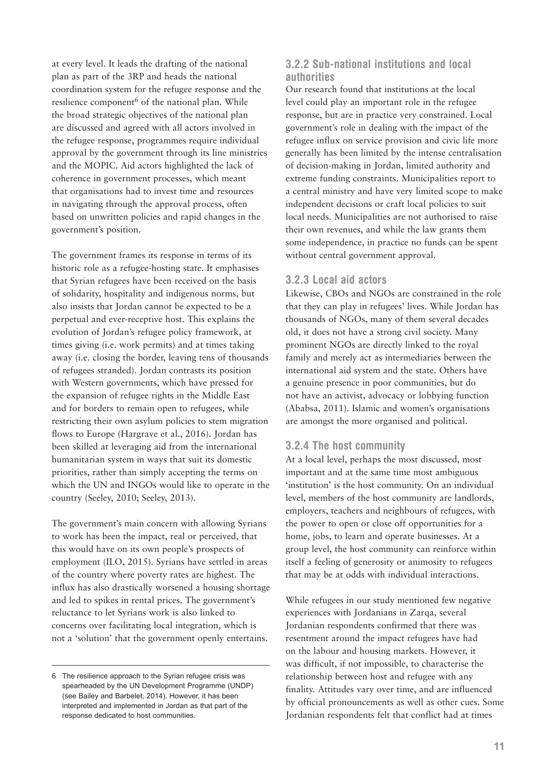at every level. It leads the drafting of the national plan as part of the 3RP and heads the national coordination system for the refugee response and the resilience component[6] of the national plan. While the broad strategic objectives of the national plan are discussed and agreed with all actors involved in the refugee response, programmes require individual approval by the government through its line ministries and the MOPIC. Aid actors highlighted the lack of coherence in government processes, which meant that organisations had to invest time and resources in navigating through the approval process, often based on unwritten policies and rapid changes in the government's position.

The government frames its response in terms of its historic role as a refugee-hosting state. It emphasises that Syrian refugees have been received on the basis of solidarity, hospitality and indigenous norms, but also insists that Jordan cannot be expected to be a perpetual and ever-receptive host. This explains the evolution of Jordan's refugee policy framework, at times giving (i.e. work permits) and at times taking away (i.e. closing the border, leaving tens of thousands of refugees stranded). Jordan contrasts its position with Western governments, which have pressed for the expansion of refugee rights in the Middle East and for borders to remain open to refugees, while restricting their own asylum policies to stem migration flows to Europe (Hargrave et al., 2016). Jordan has been skilled at leveraging aid from the international humanitarian system in ways that suit its domestic priorities, rather than simply accepting the terms on which the UN and INGOs would like to operate in the country (Seeley, 2010; Seeley, 2013).

The government's main concern with allowing Syrians to work has been the impact, real or perceived, that this would have on its own people's prospects of employment (ILO, 2015). Syrians have settled in areas of the country where poverty rates are highest. The influx has also drastically worsened a housing shortage and led to spikes in rental prices. The government's reluctance to let Syrians work is also linked to concerns over facilitating local integration, which is not a 'solution' that the government openly entertains.

6 The resilience approach to the Syrian refugee crisis was spearheaded by the UN Development Programme (UNDP) (see Bailey and Barbelet, 2014). However, it has been interpreted and implemented in Jordan as that part of the response dedicated to host communities.

### 3.2.2 Sub-national institutions and local authorities

Our research found that institutions at the local level could play an important role in the refugee response, but are in practice very constrained. Local government's role in dealing with the impact of the refugee influx on service provision and civic life more generally has been limited by the intense centralisation of decision-making in Jordan, limited authority and extreme funding constraints. Municipalities report to a central ministry and have very limited scope to make independent decisions or craft local policies to suit local needs. Municipalities are not authorised to raise their own revenues, and while the law grants them some independence, in practice no funds can be spent without central government approval.

### 3.2.3 Local aid actors

Likewise, CBOs and NGOs are constrained in the role that they can play in refugees' lives. While Jordan has thousands of NGOs, many of them several decades old, it does not have a strong civil society. Many prominent NGOs are directly linked to the royal family and merely act as intermediaries between the international aid system and the state. Others have a genuine presence in poor communities, but do not have an activist, advocacy or lobbying function (Ababsa, 2011). Islamic and women's organisations are amongst the more organised and political.

### 3.2.4 The host community

At a local level, perhaps the most discussed, most important and at the same time most ambiguous 'institution' is the host community. On an individual level, members of the host community are landlords, employers, teachers and neighbours of refugees, with the power to open or close off opportunities for a home, jobs, to learn and operate businesses. At a group level, the host community can reinforce within itself a feeling of generosity or animosity to refugees that may be at odds with individual interactions.

While refugees in our study mentioned few negative experiences with Jordanians in Zarqa, several Jordanian respondents confirmed that there was resentment around the impact refugees have had on the labour and housing markets. However, it was difficult, if not impossible, to characterise the relationship between host and refugee with any finality. Attitudes vary over time, and are influenced by official pronouncements as well as other cues. Some Jordanian respondents felt that conflict had at times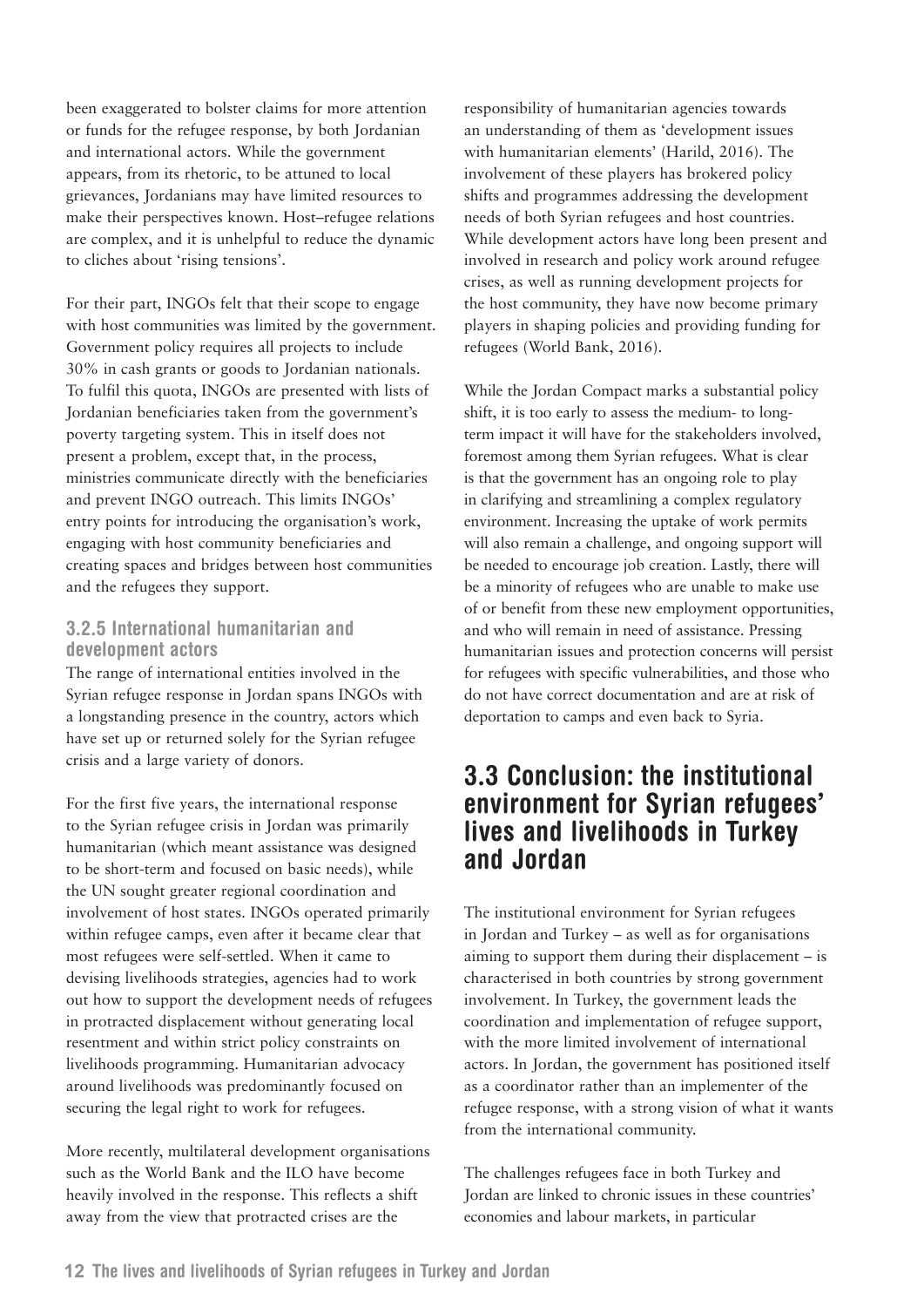been exaggerated to bolster claims for more attention or funds for the refugee response, by both Jordanian and international actors. While the government appears, from its rhetoric, to be attuned to local grievances, Jordanians may have limited resources to make their perspectives known. Host–refugee relations are complex, and it is unhelpful to reduce the dynamic to cliches about 'rising tensions'.

For their part, INGOs felt that their scope to engage with host communities was limited by the government. Government policy requires all projects to include 30% in cash grants or goods to Jordanian nationals. To fulfil this quota, INGOs are presented with lists of Jordanian beneficiaries taken from the government's poverty targeting system. This in itself does not present a problem, except that, in the process, ministries communicate directly with the beneficiaries and prevent INGO outreach. This limits INGOs' entry points for introducing the organisation's work, engaging with host community beneficiaries and creating spaces and bridges between host communities and the refugees they support.

### 3.2.5 International humanitarian and development actors

The range of international entities involved in the Syrian refugee response in Jordan spans INGOs with a longstanding presence in the country, actors which have set up or returned solely for the Syrian refugee crisis and a large variety of donors.

For the first five years, the international response to the Syrian refugee crisis in Jordan was primarily humanitarian (which meant assistance was designed to be short-term and focused on basic needs), while the UN sought greater regional coordination and involvement of host states. INGOs operated primarily within refugee camps, even after it became clear that most refugees were self-settled. When it came to devising livelihoods strategies, agencies had to work out how to support the development needs of refugees in protracted displacement without generating local resentment and within strict policy constraints on livelihoods programming. Humanitarian advocacy around livelihoods was predominantly focused on securing the legal right to work for refugees.

More recently, multilateral development organisations such as the World Bank and the ILO have become heavily involved in the response. This reflects a shift away from the view that protracted crises are the responsibility of humanitarian agencies towards an understanding of them as 'development issues with humanitarian elements' (Harild, 2016). The involvement of these players has brokered policy shifts and programmes addressing the development needs of both Syrian refugees and host countries. While development actors have long been present and involved in research and policy work around refugee crises, as well as running development projects for the host community, they have now become primary players in shaping policies and providing funding for refugees (World Bank, 2016).

While the Jordan Compact marks a substantial policy shift, it is too early to assess the medium- to long-term impact it will have for the stakeholders involved, foremost among them Syrian refugees. What is clear is that the government has an ongoing role to play in clarifying and streamlining a complex regulatory environment. Increasing the uptake of work permits will also remain a challenge, and ongoing support will be needed to encourage job creation. Lastly, there will be a minority of refugees who are unable to make use of or benefit from these new employment opportunities, and who will remain in need of assistance. Pressing humanitarian issues and protection concerns will persist for refugees with specific vulnerabilities, and those who do not have correct documentation and are at risk of deportation to camps and even back to Syria.

## 3.3 Conclusion: the institutional environment for Syrian refugees' lives and livelihoods in Turkey and Jordan

The institutional environment for Syrian refugees in Jordan and Turkey – as well as for organisations aiming to support them during their displacement – is characterised in both countries by strong government involvement. In Turkey, the government leads the coordination and implementation of refugee support, with the more limited involvement of international actors. In Jordan, the government has positioned itself as a coordinator rather than an implementer of the refugee response, with a strong vision of what it wants from the international community.

The challenges refugees face in both Turkey and Jordan are linked to chronic issues in these countries' economies and labour markets, in particular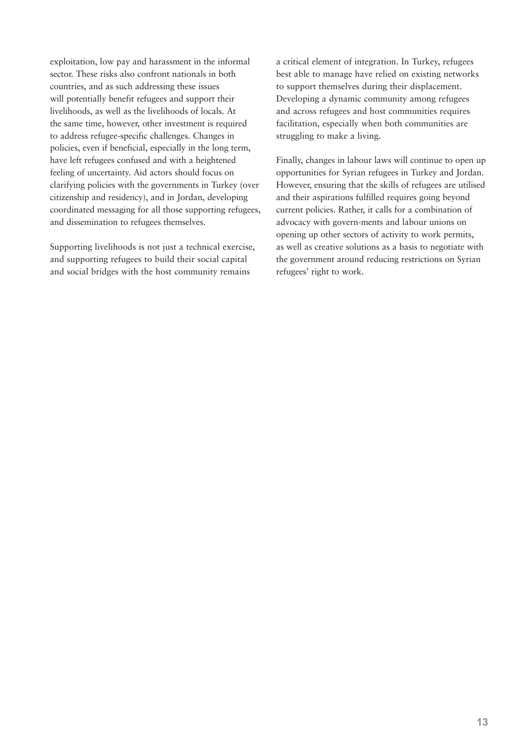exploitation, low pay and harassment in the informal sector. These risks also confront nationals in both countries, and as such addressing these issues will potentially benefit refugees and support their livelihoods, as well as the livelihoods of locals. At the same time, however, other investment is required to address refugee-specific challenges. Changes in policies, even if beneficial, especially in the long term, have left refugees confused and with a heightened feeling of uncertainty. Aid actors should focus on clarifying policies with the governments in Turkey (over citizenship and residency), and in Jordan, developing coordinated messaging for all those supporting refugees, and dissemination to refugees themselves.

Supporting livelihoods is not just a technical exercise, and supporting refugees to build their social capital and social bridges with the host community remains a critical element of integration. In Turkey, refugees best able to manage have relied on existing networks to support themselves during their displacement. Developing a dynamic community among refugees and across refugees and host communities requires facilitation, especially when both communities are struggling to make a living.

Finally, changes in labour laws will continue to open up opportunities for Syrian refugees in Turkey and Jordan. However, ensuring that the skills of refugees are utilised and their aspirations fulfilled requires going beyond current policies. Rather, it calls for a combination of advocacy with govern-ments and labour unions on opening up other sectors of activity to work permits, as well as creative solutions as a basis to negotiate with the government around reducing restrictions on Syrian refugees' right to work.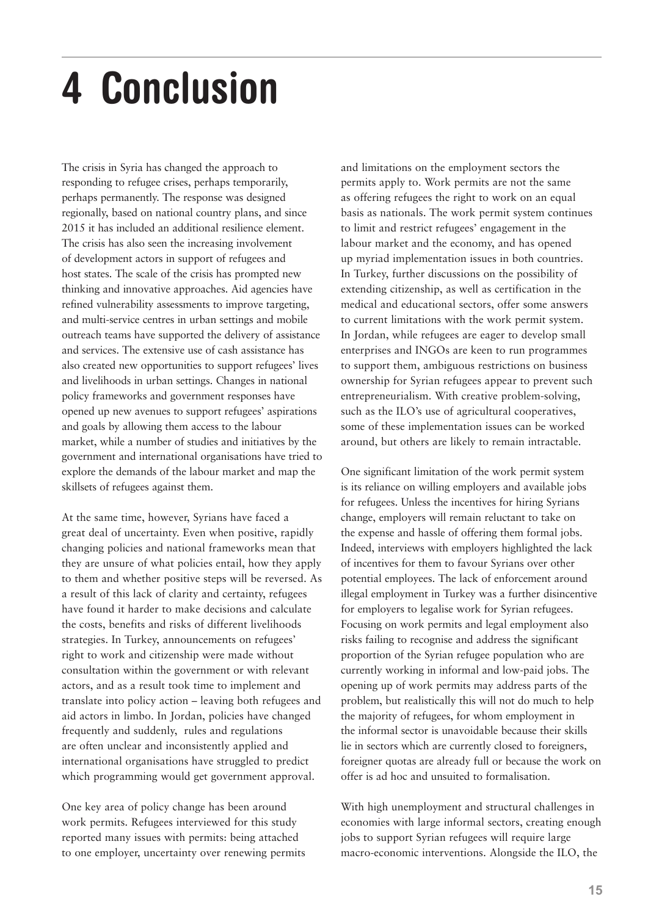# 4 Conclusion

The crisis in Syria has changed the approach to responding to refugee crises, perhaps temporarily, perhaps permanently. The response was designed regionally, based on national country plans, and since 2015 it has included an additional resilience element. The crisis has also seen the increasing involvement of development actors in support of refugees and host states. The scale of the crisis has prompted new thinking and innovative approaches. Aid agencies have refined vulnerability assessments to improve targeting, and multi-service centres in urban settings and mobile outreach teams have supported the delivery of assistance and services. The extensive use of cash assistance has also created new opportunities to support refugees' lives and livelihoods in urban settings. Changes in national policy frameworks and government responses have opened up new avenues to support refugees' aspirations and goals by allowing them access to the labour market, while a number of studies and initiatives by the government and international organisations have tried to explore the demands of the labour market and map the skillsets of refugees against them.

At the same time, however, Syrians have faced a great deal of uncertainty. Even when positive, rapidly changing policies and national frameworks mean that they are unsure of what policies entail, how they apply to them and whether positive steps will be reversed. As a result of this lack of clarity and certainty, refugees have found it harder to make decisions and calculate the costs, benefits and risks of different livelihoods strategies. In Turkey, announcements on refugees' right to work and citizenship were made without consultation within the government or with relevant actors, and as a result took time to implement and translate into policy action – leaving both refugees and aid actors in limbo. In Jordan, policies have changed frequently and suddenly, rules and regulations are often unclear and inconsistently applied and international organisations have struggled to predict which programming would get government approval.

One key area of policy change has been around work permits. Refugees interviewed for this study reported many issues with permits: being attached to one employer, uncertainty over renewing permits and limitations on the employment sectors the permits apply to. Work permits are not the same as offering refugees the right to work on an equal basis as nationals. The work permit system continues to limit and restrict refugees' engagement in the labour market and the economy, and has opened up myriad implementation issues in both countries. In Turkey, further discussions on the possibility of extending citizenship, as well as certification in the medical and educational sectors, offer some answers to current limitations with the work permit system. In Jordan, while refugees are eager to develop small enterprises and INGOs are keen to run programmes to support them, ambiguous restrictions on business ownership for Syrian refugees appear to prevent such entrepreneurialism. With creative problem-solving, such as the ILO's use of agricultural cooperatives, some of these implementation issues can be worked around, but others are likely to remain intractable.

One significant limitation of the work permit system is its reliance on willing employers and available jobs for refugees. Unless the incentives for hiring Syrians change, employers will remain reluctant to take on the expense and hassle of offering them formal jobs. Indeed, interviews with employers highlighted the lack of incentives for them to favour Syrians over other potential employees. The lack of enforcement around illegal employment in Turkey was a further disincentive for employers to legalise work for Syrian refugees. Focusing on work permits and legal employment also risks failing to recognise and address the significant proportion of the Syrian refugee population who are currently working in informal and low-paid jobs. The opening up of work permits may address parts of the problem, but realistically this will not do much to help the majority of refugees, for whom employment in the informal sector is unavoidable because their skills lie in sectors which are currently closed to foreigners, foreigner quotas are already full or because the work on offer is ad hoc and unsuited to formalisation.

With high unemployment and structural challenges in economies with large informal sectors, creating enough jobs to support Syrian refugees will require large macro-economic interventions. Alongside the ILO, the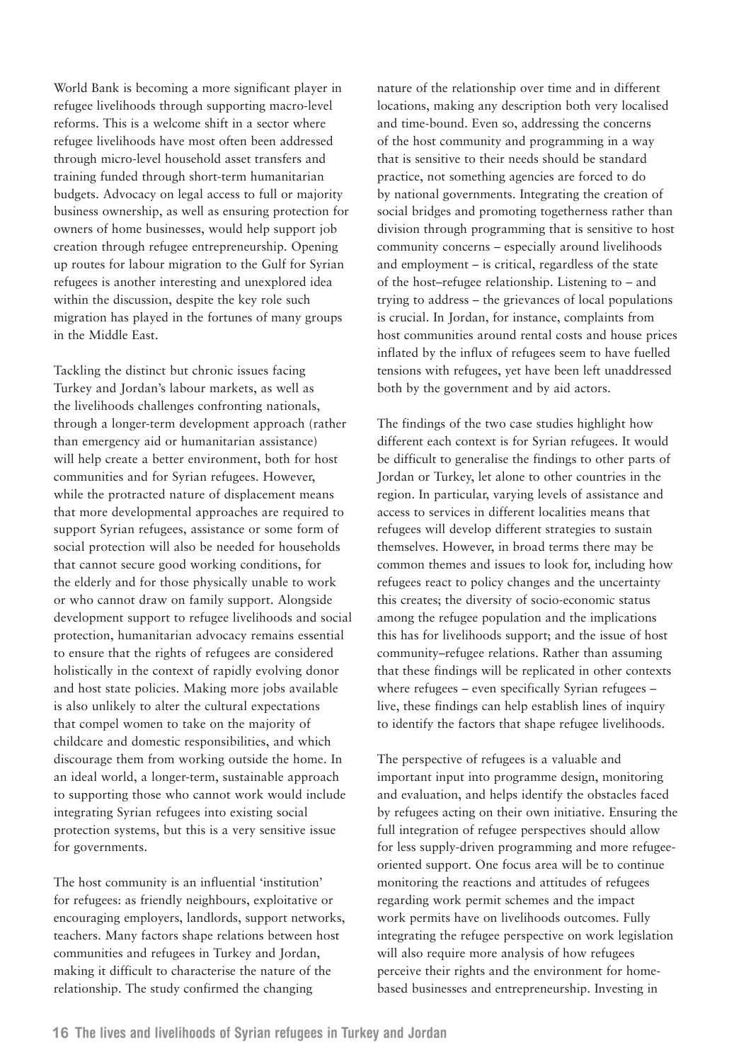World Bank is becoming a more significant player in refugee livelihoods through supporting macro-level reforms. This is a welcome shift in a sector where refugee livelihoods have most often been addressed through micro-level household asset transfers and training funded through short-term humanitarian budgets. Advocacy on legal access to full or majority business ownership, as well as ensuring protection for owners of home businesses, would help support job creation through refugee entrepreneurship. Opening up routes for labour migration to the Gulf for Syrian refugees is another interesting and unexplored idea within the discussion, despite the key role such migration has played in the fortunes of many groups in the Middle East.

Tackling the distinct but chronic issues facing Turkey and Jordan's labour markets, as well as the livelihoods challenges confronting nationals, through a longer-term development approach (rather than emergency aid or humanitarian assistance) will help create a better environment, both for host communities and for Syrian refugees. However, while the protracted nature of displacement means that more developmental approaches are required to support Syrian refugees, assistance or some form of social protection will also be needed for households that cannot secure good working conditions, for the elderly and for those physically unable to work or who cannot draw on family support. Alongside development support to refugee livelihoods and social protection, humanitarian advocacy remains essential to ensure that the rights of refugees are considered holistically in the context of rapidly evolving donor and host state policies. Making more jobs available is also unlikely to alter the cultural expectations that compel women to take on the majority of childcare and domestic responsibilities, and which discourage them from working outside the home. In an ideal world, a longer-term, sustainable approach to supporting those who cannot work would include integrating Syrian refugees into existing social protection systems, but this is a very sensitive issue for governments.

The host community is an influential 'institution' for refugees: as friendly neighbours, exploitative or encouraging employers, landlords, support networks, teachers. Many factors shape relations between host communities and refugees in Turkey and Jordan, making it difficult to characterise the nature of the relationship. The study confirmed the changing nature of the relationship over time and in different locations, making any description both very localised and time-bound. Even so, addressing the concerns of the host community and programming in a way that is sensitive to their needs should be standard practice, not something agencies are forced to do by national governments. Integrating the creation of social bridges and promoting togetherness rather than division through programming that is sensitive to host community concerns – especially around livelihoods and employment – is critical, regardless of the state of the host–refugee relationship. Listening to – and trying to address – the grievances of local populations is crucial. In Jordan, for instance, complaints from host communities around rental costs and house prices inflated by the influx of refugees seem to have fuelled tensions with refugees, yet have been left unaddressed both by the government and by aid actors.

The findings of the two case studies highlight how different each context is for Syrian refugees. It would be difficult to generalise the findings to other parts of Jordan or Turkey, let alone to other countries in the region. In particular, varying levels of assistance and access to services in different localities means that refugees will develop different strategies to sustain themselves. However, in broad terms there may be common themes and issues to look for, including how refugees react to policy changes and the uncertainty this creates; the diversity of socio-economic status among the refugee population and the implications this has for livelihoods support; and the issue of host community–refugee relations. Rather than assuming that these findings will be replicated in other contexts where refugees – even specifically Syrian refugees – live, these findings can help establish lines of inquiry to identify the factors that shape refugee livelihoods.

The perspective of refugees is a valuable and important input into programme design, monitoring and evaluation, and helps identify the obstacles faced by refugees acting on their own initiative. Ensuring the full integration of refugee perspectives should allow for less supply-driven programming and more refugee-oriented support. One focus area will be to continue monitoring the reactions and attitudes of refugees regarding work permit schemes and the impact work permits have on livelihoods outcomes. Fully integrating the refugee perspective on work legislation will also require more analysis of how refugees perceive their rights and the environment for home-based businesses and entrepreneurship. Investing in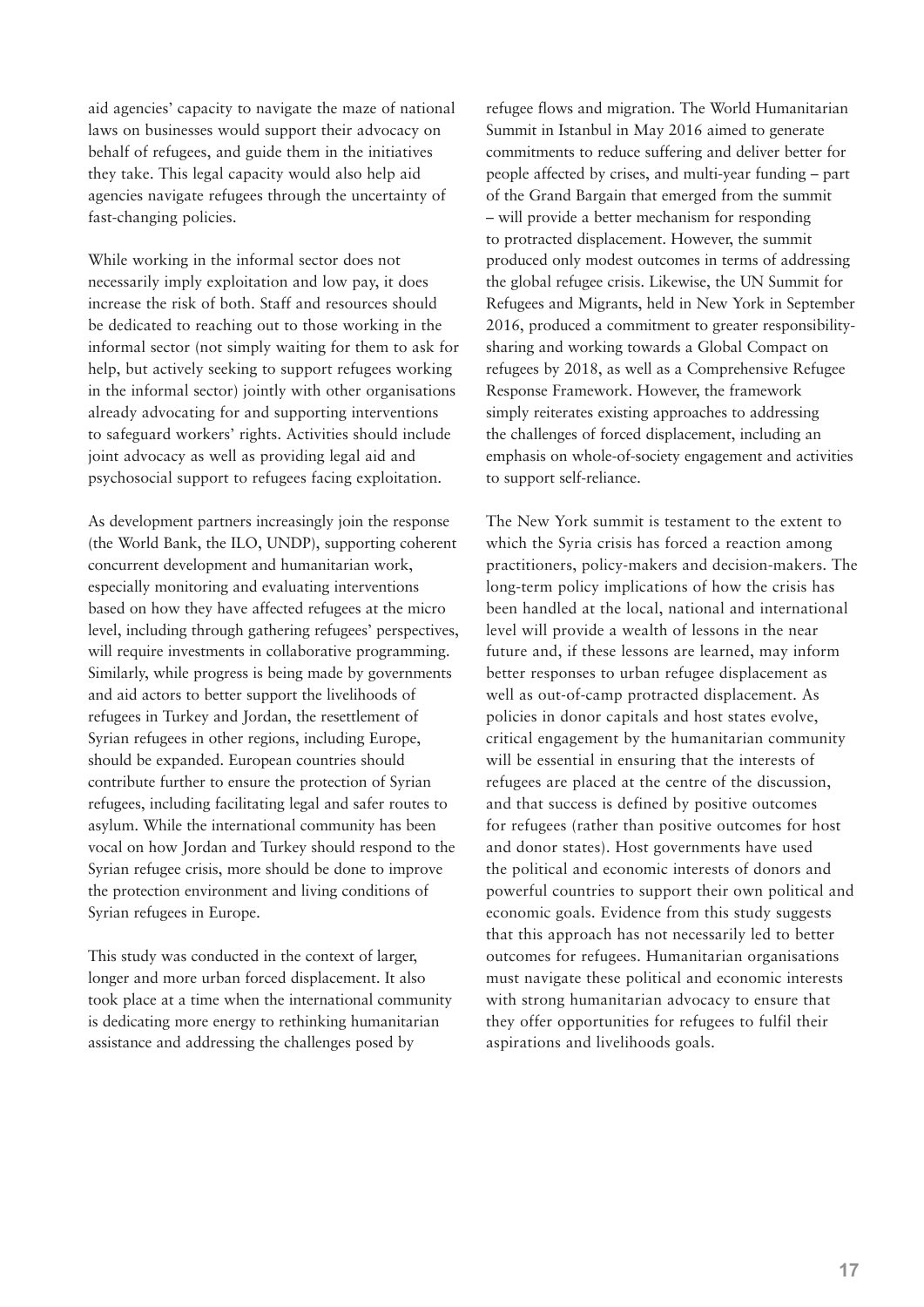aid agencies' capacity to navigate the maze of national laws on businesses would support their advocacy on behalf of refugees, and guide them in the initiatives they take. This legal capacity would also help aid agencies navigate refugees through the uncertainty of fast-changing policies.

While working in the informal sector does not necessarily imply exploitation and low pay, it does increase the risk of both. Staff and resources should be dedicated to reaching out to those working in the informal sector (not simply waiting for them to ask for help, but actively seeking to support refugees working in the informal sector) jointly with other organisations already advocating for and supporting interventions to safeguard workers' rights. Activities should include joint advocacy as well as providing legal aid and psychosocial support to refugees facing exploitation.

As development partners increasingly join the response (the World Bank, the ILO, UNDP), supporting coherent concurrent development and humanitarian work, especially monitoring and evaluating interventions based on how they have affected refugees at the micro level, including through gathering refugees' perspectives, will require investments in collaborative programming. Similarly, while progress is being made by governments and aid actors to better support the livelihoods of refugees in Turkey and Jordan, the resettlement of Syrian refugees in other regions, including Europe, should be expanded. European countries should contribute further to ensure the protection of Syrian refugees, including facilitating legal and safer routes to asylum. While the international community has been vocal on how Jordan and Turkey should respond to the Syrian refugee crisis, more should be done to improve the protection environment and living conditions of Syrian refugees in Europe.

This study was conducted in the context of larger, longer and more urban forced displacement. It also took place at a time when the international community is dedicating more energy to rethinking humanitarian assistance and addressing the challenges posed by refugee flows and migration. The World Humanitarian Summit in Istanbul in May 2016 aimed to generate commitments to reduce suffering and deliver better for people affected by crises, and multi-year funding – part of the Grand Bargain that emerged from the summit – will provide a better mechanism for responding to protracted displacement. However, the summit produced only modest outcomes in terms of addressing the global refugee crisis. Likewise, the UN Summit for Refugees and Migrants, held in New York in September 2016, produced a commitment to greater responsibility-sharing and working towards a Global Compact on refugees by 2018, as well as a Comprehensive Refugee Response Framework. However, the framework simply reiterates existing approaches to addressing the challenges of forced displacement, including an emphasis on whole-of-society engagement and activities to support self-reliance.

The New York summit is testament to the extent to which the Syria crisis has forced a reaction among practitioners, policy-makers and decision-makers. The long-term policy implications of how the crisis has been handled at the local, national and international level will provide a wealth of lessons in the near future and, if these lessons are learned, may inform better responses to urban refugee displacement as well as out-of-camp protracted displacement. As policies in donor capitals and host states evolve, critical engagement by the humanitarian community will be essential in ensuring that the interests of refugees are placed at the centre of the discussion, and that success is defined by positive outcomes for refugees (rather than positive outcomes for host and donor states). Host governments have used the political and economic interests of donors and powerful countries to support their own political and economic goals. Evidence from this study suggests that this approach has not necessarily led to better outcomes for refugees. Humanitarian organisations must navigate these political and economic interests with strong humanitarian advocacy to ensure that they offer opportunities for refugees to fulfil their aspirations and livelihoods goals.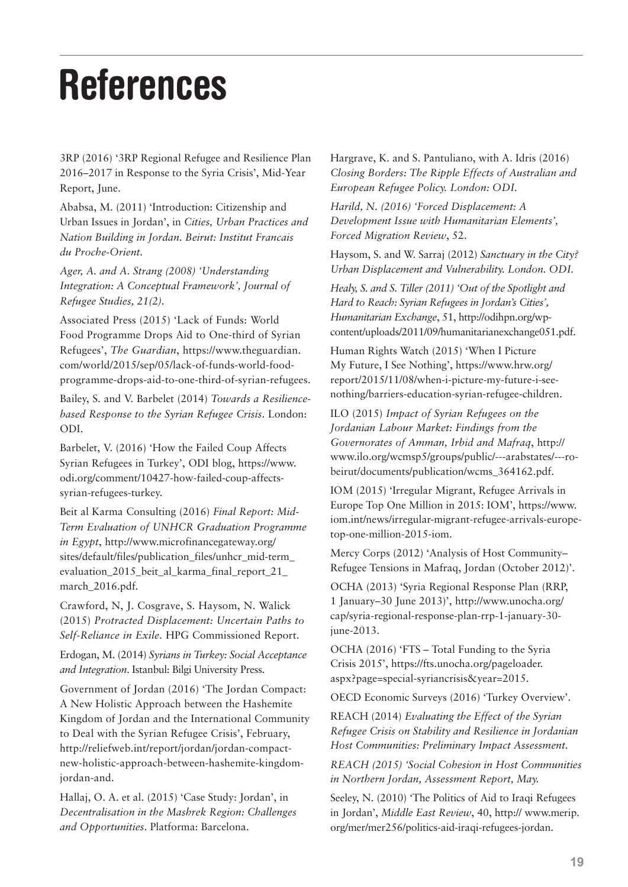# References

3RP (2016) '3RP Regional Refugee and Resilience Plan 2016–2017 in Response to the Syria Crisis', Mid-Year Report, June.

Ababsa, M. (2011) 'Introduction: Citizenship and Urban Issues in Jordan', in *Cities, Urban Practices and Nation Building in Jordan. Beirut: Institut Francais du Proche-Orient.*

*Ager, A. and A. Strang (2008) 'Understanding Integration: A Conceptual Framework', Journal of Refugee Studies, 21(2).*

Associated Press (2015) 'Lack of Funds: World Food Programme Drops Aid to One-third of Syrian Refugees', *The Guardian*, https://www.theguardian.com/world/2015/sep/05/lack-of-funds-world-food-programme-drops-aid-to-one-third-of-syrian-refugees.

Bailey, S. and V. Barbelet (2014) *Towards a Resilience-based Response to the Syrian Refugee Crisis*. London: ODI.

Barbelet, V. (2016) 'How the Failed Coup Affects Syrian Refugees in Turkey', ODI blog, https://www.odi.org/comment/10427-how-failed-coup-affects-syrian-refugees-turkey.

Beit al Karma Consulting (2016) *Final Report: Mid-Term Evaluation of UNHCR Graduation Programme in Egypt*, http://www.microfinancegateway.org/sites/default/files/publication_files/unhcr_mid-term_evaluation_2015_beit_al_karma_final_report_21_march_2016.pdf.

Crawford, N, J. Cosgrave, S. Haysom, N. Walick (2015) *Protracted Displacement: Uncertain Paths to Self-Reliance in Exile*. HPG Commissioned Report.

Erdogan, M. (2014) *Syrians in Turkey: Social Acceptance and Integration*. Istanbul: Bilgi University Press.

Government of Jordan (2016) 'The Jordan Compact: A New Holistic Approach between the Hashemite Kingdom of Jordan and the International Community to Deal with the Syrian Refugee Crisis', February, http://reliefweb.int/report/jordan/jordan-compact-new-holistic-approach-between-hashemite-kingdom-jordan-and.

Hallaj, O. A. et al. (2015) 'Case Study: Jordan', in *Decentralisation in the Mashrek Region: Challenges and Opportunities*. Platforma: Barcelona.

Hargrave, K. and S. Pantuliano, with A. Idris (2016) *Closing Borders: The Ripple Effects of Australian and European Refugee Policy. London: ODI.*

*Harild, N. (2016) 'Forced Displacement: A Development Issue with Humanitarian Elements', Forced Migration Review*, 52.

Haysom, S. and W. Sarraj (2012) *Sanctuary in the City? Urban Displacement and Vulnerability. London. ODI.*

*Healy, S. and S. Tiller (2011) 'Out of the Spotlight and Hard to Reach: Syrian Refugees in Jordan's Cities', Humanitarian Exchange*, 51, http://odihpn.org/wp-content/uploads/2011/09/humanitarianexchange051.pdf.

Human Rights Watch (2015) 'When I Picture My Future, I See Nothing', https://www.hrw.org/report/2015/11/08/when-i-picture-my-future-i-see-nothing/barriers-education-syrian-refugee-children.

ILO (2015) *Impact of Syrian Refugees on the Jordanian Labour Market: Findings from the Governorates of Amman, Irbid and Mafraq*, http://www.ilo.org/wcmsp5/groups/public/---arabstates/---ro-beirut/documents/publication/wcms_364162.pdf.

IOM (2015) 'Irregular Migrant, Refugee Arrivals in Europe Top One Million in 2015: IOM', https://www.iom.int/news/irregular-migrant-refugee-arrivals-europe-top-one-million-2015-iom.

Mercy Corps (2012) 'Analysis of Host Community–Refugee Tensions in Mafraq, Jordan (October 2012)'.

OCHA (2013) 'Syria Regional Response Plan (RRP, 1 January–30 June 2013)', http://www.unocha.org/cap/syria-regional-response-plan-rrp-1-january-30-june-2013.

OCHA (2016) 'FTS – Total Funding to the Syria Crisis 2015', https://fts.unocha.org/pageloader.aspx?page=special-syriancrisis&year=2015.

OECD Economic Surveys (2016) 'Turkey Overview'.

REACH (2014) *Evaluating the Effect of the Syrian Refugee Crisis on Stability and Resilience in Jordanian Host Communities: Preliminary Impact Assessment.*

*REACH (2015) 'Social Cohesion in Host Communities in Northern Jordan, Assessment Report, May.*

Seeley, N. (2010) 'The Politics of Aid to Iraqi Refugees in Jordan', *Middle East Review*, 40, http:// www.merip.org/mer/mer256/politics-aid-iraqi-refugees-jordan.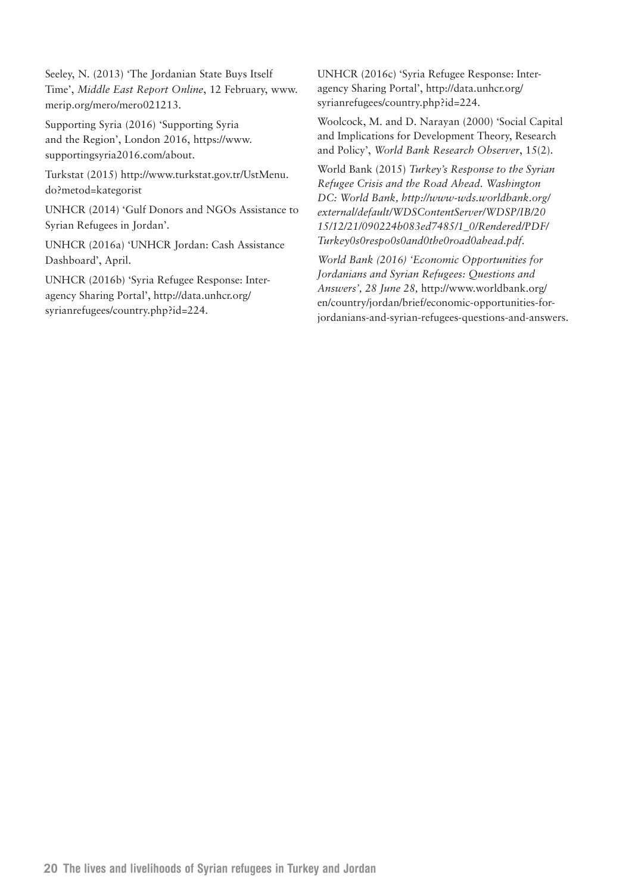Seeley, N. (2013) 'The Jordanian State Buys Itself Time', *Middle East Report Online*, 12 February, www.merip.org/mero/mero021213.

Supporting Syria (2016) 'Supporting Syria and the Region', London 2016, https://www.supportingsyria2016.com/about.

Turkstat (2015) http://www.turkstat.gov.tr/UstMenu.do?metod=kategorist

UNHCR (2014) 'Gulf Donors and NGOs Assistance to Syrian Refugees in Jordan'.

UNHCR (2016a) 'UNHCR Jordan: Cash Assistance Dashboard', April.

UNHCR (2016b) 'Syria Refugee Response: Inter-agency Sharing Portal', http://data.unhcr.org/syrianrefugees/country.php?id=224.

UNHCR (2016c) 'Syria Refugee Response: Inter-agency Sharing Portal', http://data.unhcr.org/syrianrefugees/country.php?id=224.

Woolcock, M. and D. Narayan (2000) 'Social Capital and Implications for Development Theory, Research and Policy', *World Bank Research Observer*, 15(2).

World Bank (2015) *Turkey's Response to the Syrian Refugee Crisis and the Road Ahead. Washington DC: World Bank, http://www-wds.worldbank.org/external/default/WDSContentServer/WDSP/IB/2015/12/21/090224b083ed7485/1_0/Rendered/PDF/Turkey0s0respo0s0and0the0road0ahead.pdf.*

*World Bank (2016) 'Economic Opportunities for Jordanians and Syrian Refugees: Questions and Answers', 28 June 28,* http://www.worldbank.org/en/country/jordan/brief/economic-opportunities-for-jordanians-and-syrian-refugees-questions-and-answers.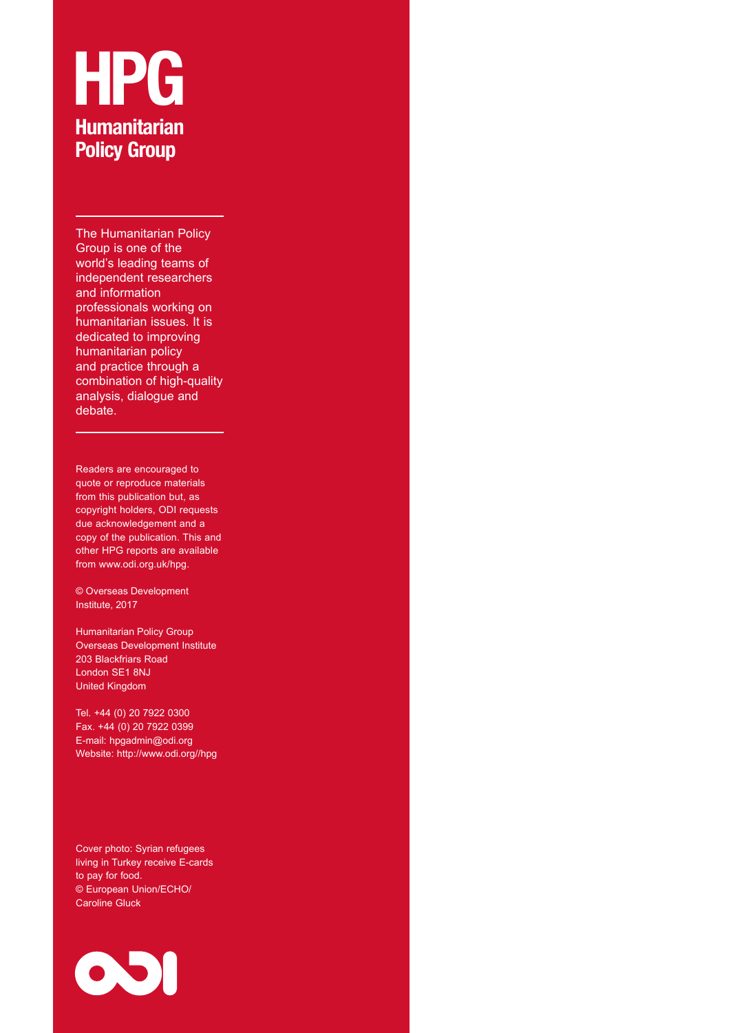# HPG

## Humanitarian Policy Group

The Humanitarian Policy Group is one of the world's leading teams of independent researchers and information professionals working on humanitarian issues. It is dedicated to improving humanitarian policy and practice through a combination of high-quality analysis, dialogue and debate.

Readers are encouraged to quote or reproduce materials from this publication but, as copyright holders, ODI requests due acknowledgement and a copy of the publication. This and other HPG reports are available from www.odi.org.uk/hpg.

© Overseas Development Institute, 2017

Humanitarian Policy Group
Overseas Development Institute
203 Blackfriars Road
London SE1 8NJ
United Kingdom

Tel. +44 (0) 20 7922 0300
Fax. +44 (0) 20 7922 0399
E-mail: hpgadmin@odi.org
Website: http://www.odi.org//hpg

Cover photo: Syrian refugees living in Turkey receive E-cards to pay for food.
© European Union/ECHO/ Caroline Gluck

ODI